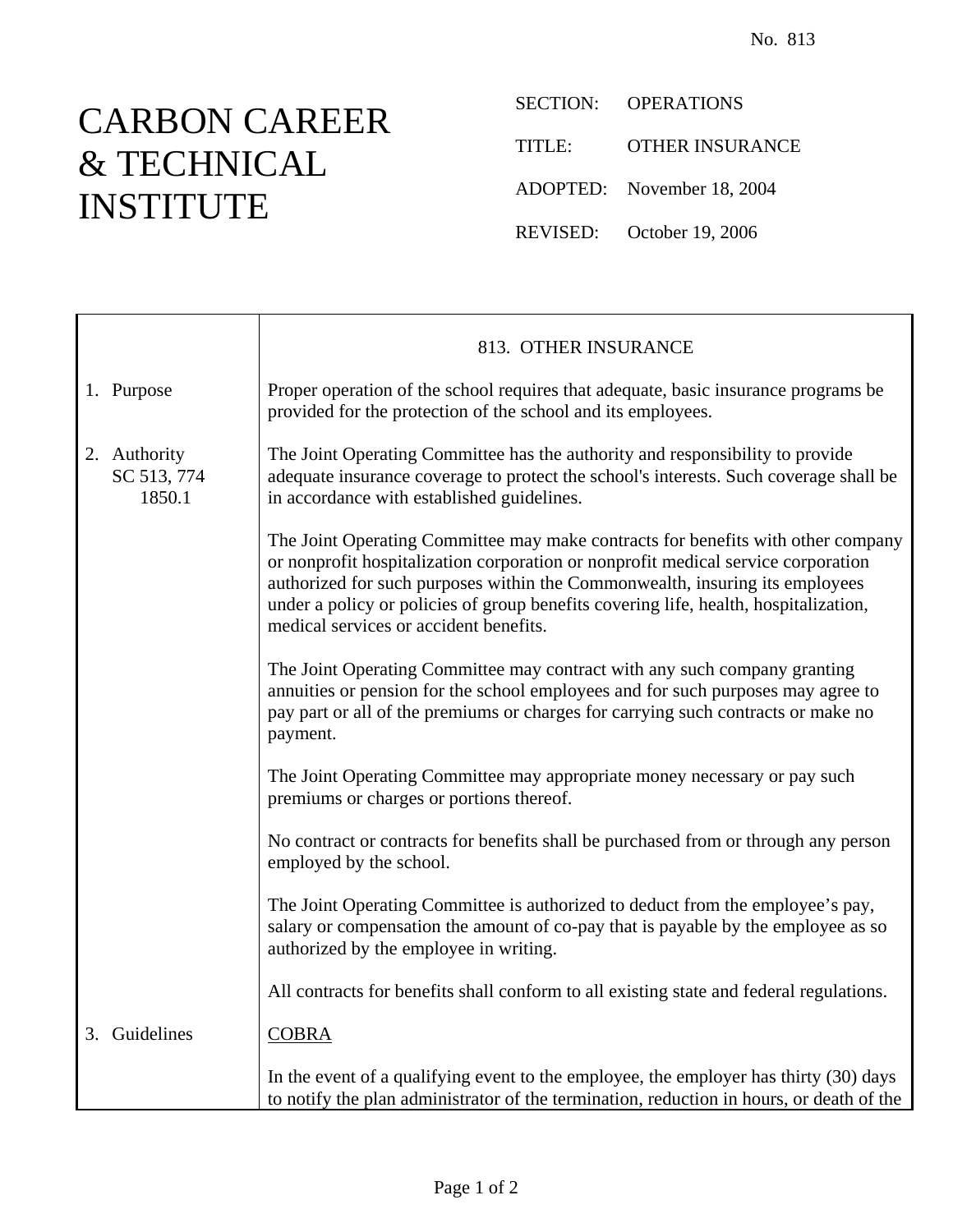No. 813

# CARBON CAREER & TECHNICAL INSTITUTE

SECTION: OPERATIONS

TITLE: OTHER INSURANCE

ADOPTED: November 18, 2004

REVISED: October 19, 2006

## 813. OTHER INSURANCE

**1. Purpose**

Proper operation of the school requires that adequate, basic insurance programs be provided for the protection of the school and its employees.

**2. Authority**
SC 513, 774
1850.1

The Joint Operating Committee has the authority and responsibility to provide adequate insurance coverage to protect the school's interests. Such coverage shall be in accordance with established guidelines.

The Joint Operating Committee may make contracts for benefits with other company or nonprofit hospitalization corporation or nonprofit medical service corporation authorized for such purposes within the Commonwealth, insuring its employees under a policy or policies of group benefits covering life, health, hospitalization, medical services or accident benefits.

The Joint Operating Committee may contract with any such company granting annuities or pension for the school employees and for such purposes may agree to pay part or all of the premiums or charges for carrying such contracts or make no payment.

The Joint Operating Committee may appropriate money necessary or pay such premiums or charges or portions thereof.

No contract or contracts for benefits shall be purchased from or through any person employed by the school.

The Joint Operating Committee is authorized to deduct from the employee's pay, salary or compensation the amount of co-pay that is payable by the employee as so authorized by the employee in writing.

All contracts for benefits shall conform to all existing state and federal regulations.

**3. Guidelines**

<u>COBRA</u>

In the event of a qualifying event to the employee, the employer has thirty (30) days to notify the plan administrator of the termination, reduction in hours, or death of the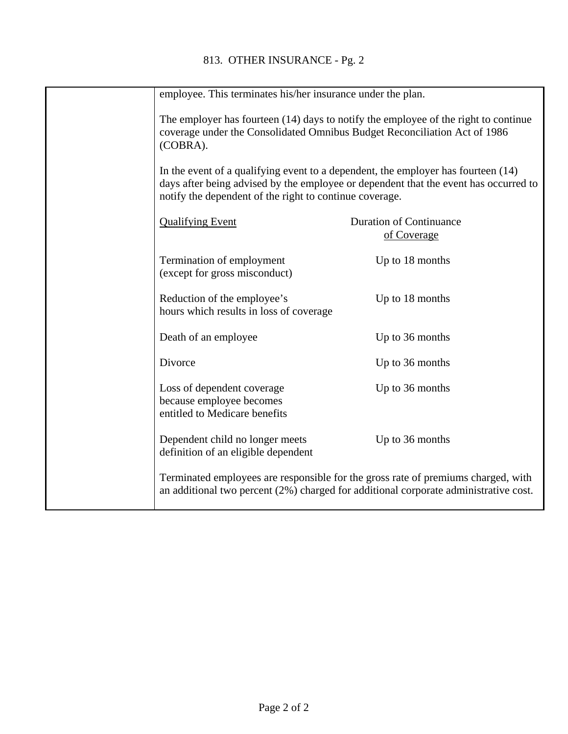employee. This terminates his/her insurance under the plan.

The employer has fourteen (14) days to notify the employee of the right to continue coverage under the Consolidated Omnibus Budget Reconciliation Act of 1986 (COBRA).

In the event of a qualifying event to a dependent, the employer has fourteen (14) days after being advised by the employee or dependent that the event has occurred to notify the dependent of the right to continue coverage.

| Qualifying Event | Duration of Continuance of Coverage |
|---|---|
| Termination of employment (except for gross misconduct) | Up to 18 months |
| Reduction of the employee's hours which results in loss of coverage | Up to 18 months |
| Death of an employee | Up to 36 months |
| Divorce | Up to 36 months |
| Loss of dependent coverage because employee becomes entitled to Medicare benefits | Up to 36 months |
| Dependent child no longer meets definition of an eligible dependent | Up to 36 months |

Terminated employees are responsible for the gross rate of premiums charged, with an additional two percent (2%) charged for additional corporate administrative cost.